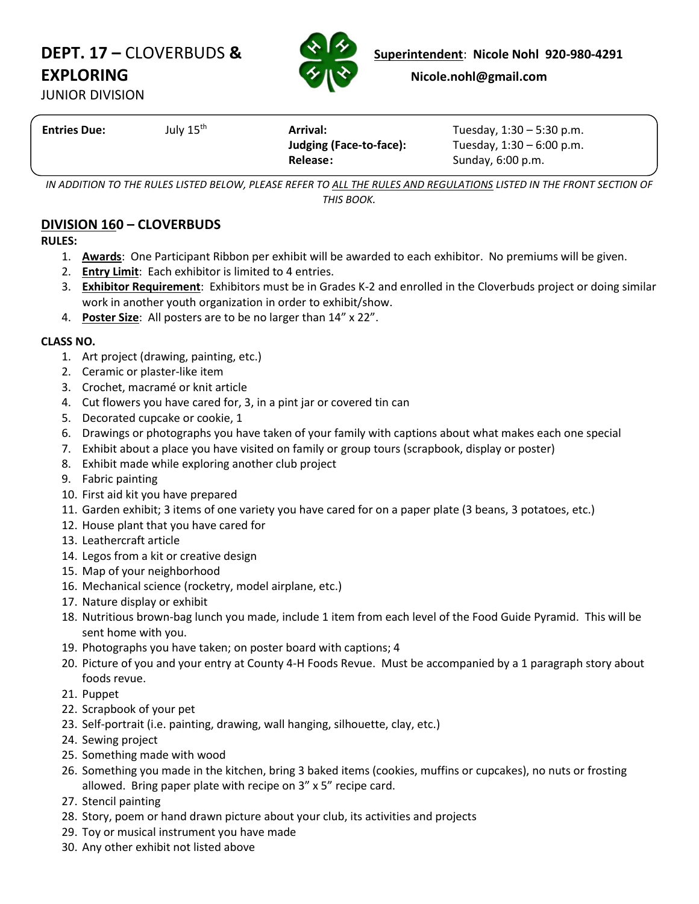# DEPT. 17 – CLOVERBUDS & EXPLORING

JUNIOR DIVISION

**Superintendent**: **Nicole Nohl 920-980-4291**
**Nicole.nohl@gmail.com**

| | | | |
|---|---|---|---|
| **Entries Due:** | July 15th | **Arrival:** | Tuesday, 1:30 – 5:30 p.m. |
| | | **Judging (Face-to-face):** | Tuesday, 1:30 – 6:00 p.m. |
| | | **Release:** | Sunday, 6:00 p.m. |

*IN ADDITION TO THE RULES LISTED BELOW, PLEASE REFER TO ALL THE RULES AND REGULATIONS LISTED IN THE FRONT SECTION OF THIS BOOK.*

## DIVISION 160 – CLOVERBUDS

**RULES:**

1. **Awards**: One Participant Ribbon per exhibit will be awarded to each exhibitor. No premiums will be given.
2. **Entry Limit**: Each exhibitor is limited to 4 entries.
3. **Exhibitor Requirement**: Exhibitors must be in Grades K-2 and enrolled in the Cloverbuds project or doing similar work in another youth organization in order to exhibit/show.
4. **Poster Size**: All posters are to be no larger than 14" x 22".

**CLASS NO.**

1. Art project (drawing, painting, etc.)
2. Ceramic or plaster-like item
3. Crochet, macramé or knit article
4. Cut flowers you have cared for, 3, in a pint jar or covered tin can
5. Decorated cupcake or cookie, 1
6. Drawings or photographs you have taken of your family with captions about what makes each one special
7. Exhibit about a place you have visited on family or group tours (scrapbook, display or poster)
8. Exhibit made while exploring another club project
9. Fabric painting
10. First aid kit you have prepared
11. Garden exhibit; 3 items of one variety you have cared for on a paper plate (3 beans, 3 potatoes, etc.)
12. House plant that you have cared for
13. Leathercraft article
14. Legos from a kit or creative design
15. Map of your neighborhood
16. Mechanical science (rocketry, model airplane, etc.)
17. Nature display or exhibit
18. Nutritious brown-bag lunch you made, include 1 item from each level of the Food Guide Pyramid. This will be sent home with you.
19. Photographs you have taken; on poster board with captions; 4
20. Picture of you and your entry at County 4-H Foods Revue. Must be accompanied by a 1 paragraph story about foods revue.
21. Puppet
22. Scrapbook of your pet
23. Self-portrait (i.e. painting, drawing, wall hanging, silhouette, clay, etc.)
24. Sewing project
25. Something made with wood
26. Something you made in the kitchen, bring 3 baked items (cookies, muffins or cupcakes), no nuts or frosting allowed. Bring paper plate with recipe on 3" x 5" recipe card.
27. Stencil painting
28. Story, poem or hand drawn picture about your club, its activities and projects
29. Toy or musical instrument you have made
30. Any other exhibit not listed above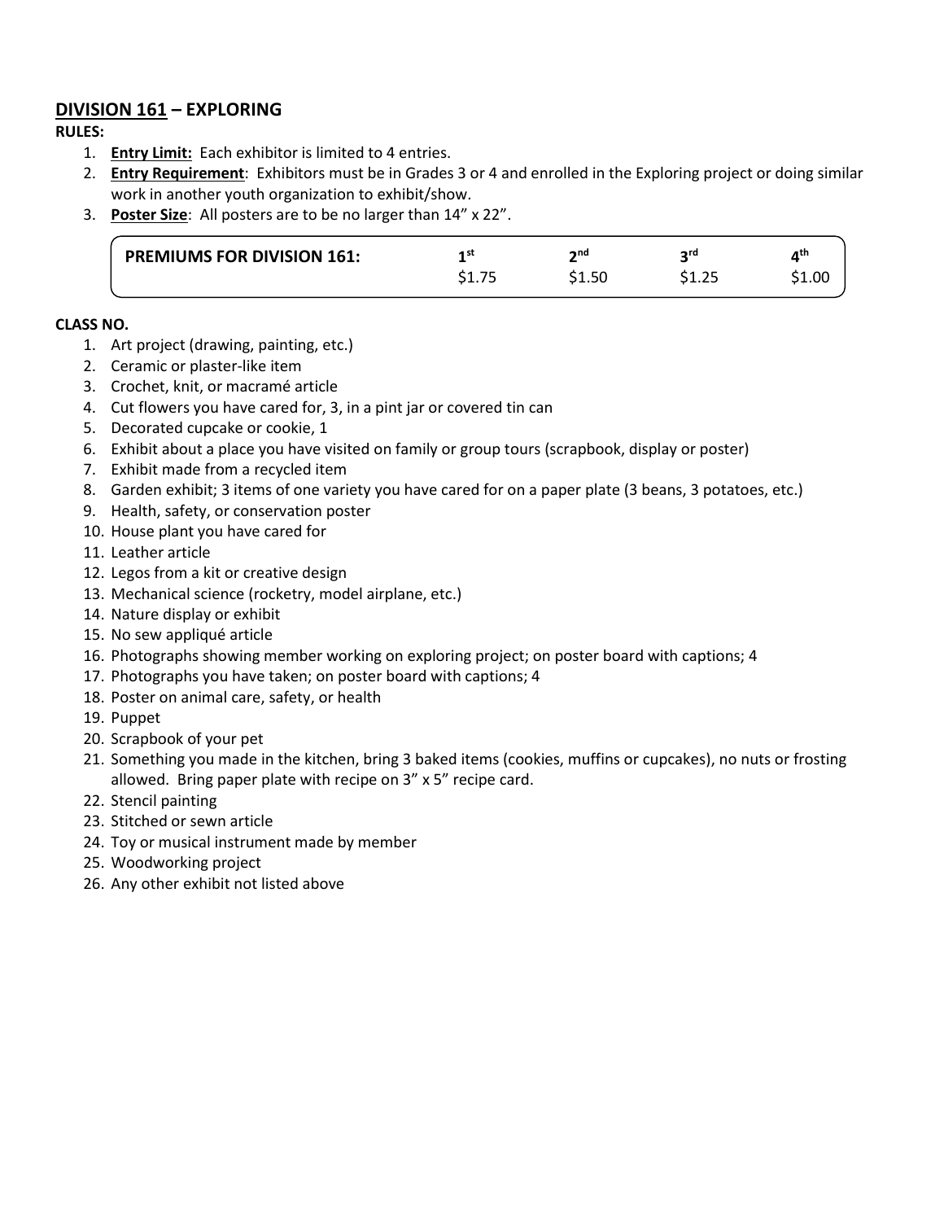## DIVISION 161 – EXPLORING

**RULES:**

1. **Entry Limit:** Each exhibitor is limited to 4 entries.
2. **Entry Requirement**: Exhibitors must be in Grades 3 or 4 and enrolled in the Exploring project or doing similar work in another youth organization to exhibit/show.
3. **Poster Size**: All posters are to be no larger than 14" x 22".

| PREMIUMS FOR DIVISION 161: | 1st | 2nd | 3rd | 4th |
|---|---|---|---|---|
| | $1.75 | $1.50 | $1.25 | $1.00 |

**CLASS NO.**

1. Art project (drawing, painting, etc.)
2. Ceramic or plaster-like item
3. Crochet, knit, or macramé article
4. Cut flowers you have cared for, 3, in a pint jar or covered tin can
5. Decorated cupcake or cookie, 1
6. Exhibit about a place you have visited on family or group tours (scrapbook, display or poster)
7. Exhibit made from a recycled item
8. Garden exhibit; 3 items of one variety you have cared for on a paper plate (3 beans, 3 potatoes, etc.)
9. Health, safety, or conservation poster
10. House plant you have cared for
11. Leather article
12. Legos from a kit or creative design
13. Mechanical science (rocketry, model airplane, etc.)
14. Nature display or exhibit
15. No sew appliqué article
16. Photographs showing member working on exploring project; on poster board with captions; 4
17. Photographs you have taken; on poster board with captions; 4
18. Poster on animal care, safety, or health
19. Puppet
20. Scrapbook of your pet
21. Something you made in the kitchen, bring 3 baked items (cookies, muffins or cupcakes), no nuts or frosting allowed. Bring paper plate with recipe on 3" x 5" recipe card.
22. Stencil painting
23. Stitched or sewn article
24. Toy or musical instrument made by member
25. Woodworking project
26. Any other exhibit not listed above